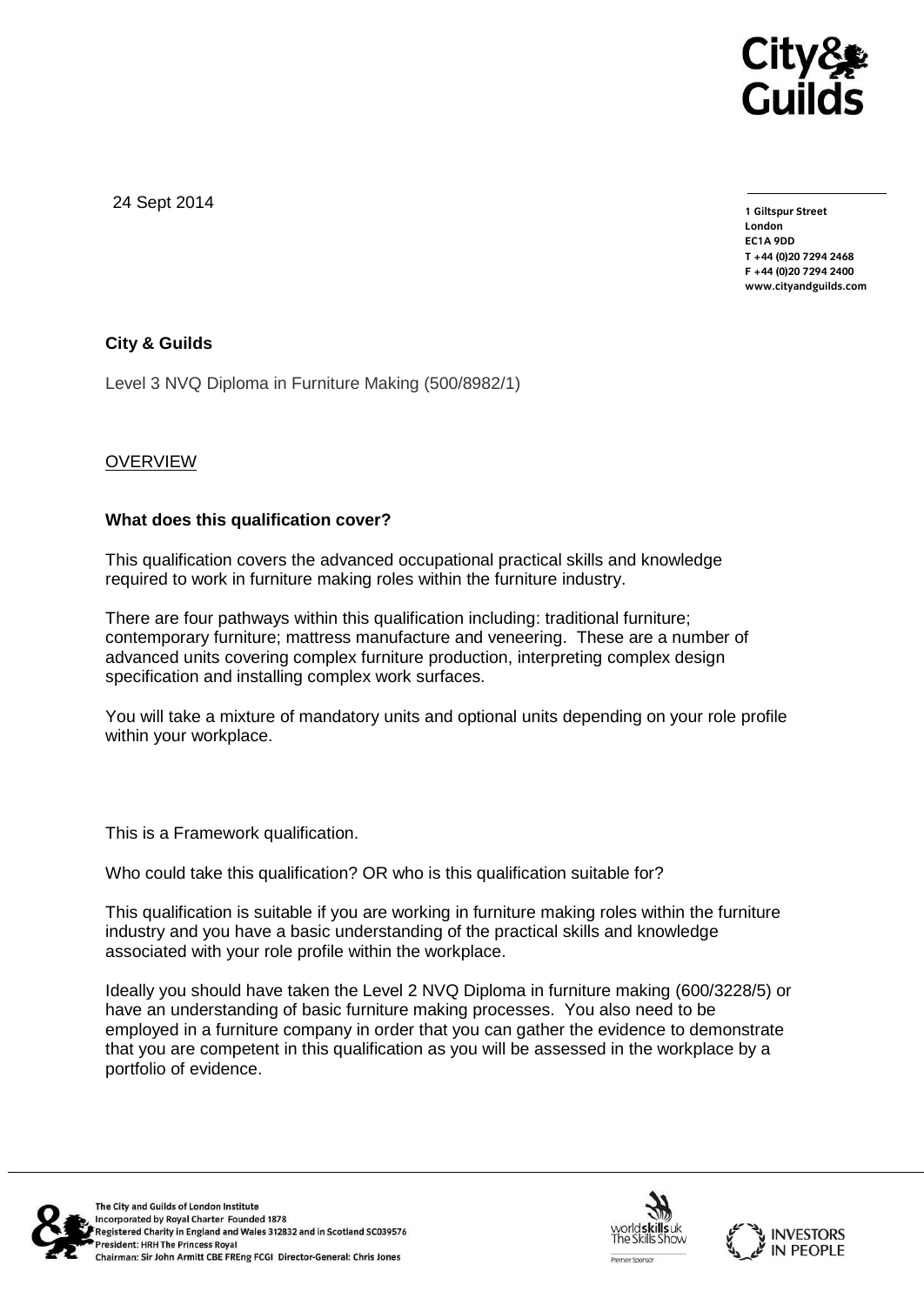24 Sept 2014

**1 Giltspur Street**
**London**
**EC1A 9DD**
**T +44 (0)20 7294 2468**
**F +44 (0)20 7294 2400**
**www.cityandguilds.com**

**City & Guilds**

Level 3 NVQ Diploma in Furniture Making (500/8982/1)

OVERVIEW

**What does this qualification cover?**

This qualification covers the advanced occupational practical skills and knowledge required to work in furniture making roles within the furniture industry.

There are four pathways within this qualification including: traditional furniture; contemporary furniture; mattress manufacture and veneering. These are a number of advanced units covering complex furniture production, interpreting complex design specification and installing complex work surfaces.

You will take a mixture of mandatory units and optional units depending on your role profile within your workplace.

This is a Framework qualification.

Who could take this qualification? OR who is this qualification suitable for?

This qualification is suitable if you are working in furniture making roles within the furniture industry and you have a basic understanding of the practical skills and knowledge associated with your role profile within the workplace.

Ideally you should have taken the Level 2 NVQ Diploma in furniture making (600/3228/5) or have an understanding of basic furniture making processes. You also need to be employed in a furniture company in order that you can gather the evidence to demonstrate that you are competent in this qualification as you will be assessed in the workplace by a portfolio of evidence.

The City and Guilds of London Institute
Incorporated by Royal Charter Founded 1878
Registered Charity in England and Wales 312832 and in Scotland SC039576
President: HRH The Princess Royal
Chairman: Sir John Armitt CBE FREng FCGI Director-General: Chris Jones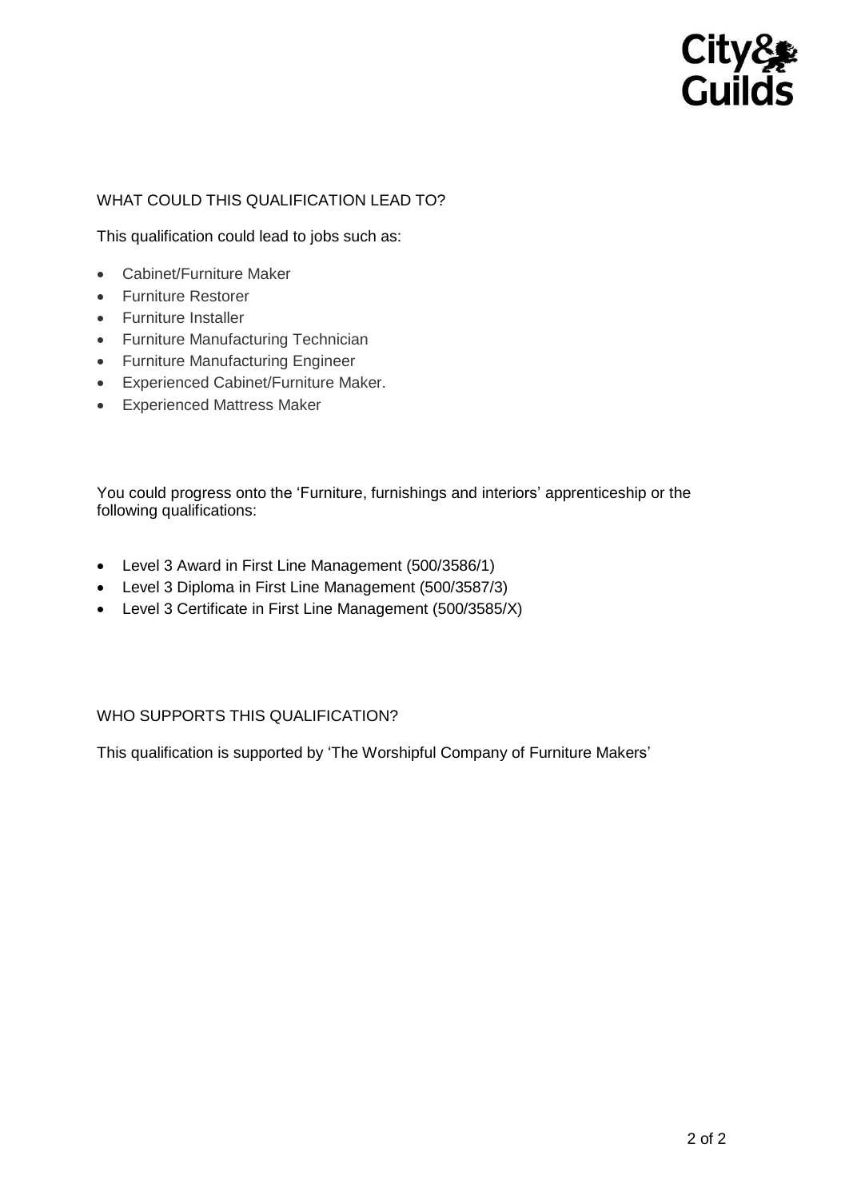## WHAT COULD THIS QUALIFICATION LEAD TO?

This qualification could lead to jobs such as:

- Cabinet/Furniture Maker
- Furniture Restorer
- Furniture Installer
- Furniture Manufacturing Technician
- Furniture Manufacturing Engineer
- Experienced Cabinet/Furniture Maker.
- Experienced Mattress Maker

You could progress onto the 'Furniture, furnishings and interiors' apprenticeship or the following qualifications:

- Level 3 Award in First Line Management (500/3586/1)
- Level 3 Diploma in First Line Management (500/3587/3)
- Level 3 Certificate in First Line Management (500/3585/X)

## WHO SUPPORTS THIS QUALIFICATION?

This qualification is supported by 'The Worshipful Company of Furniture Makers'